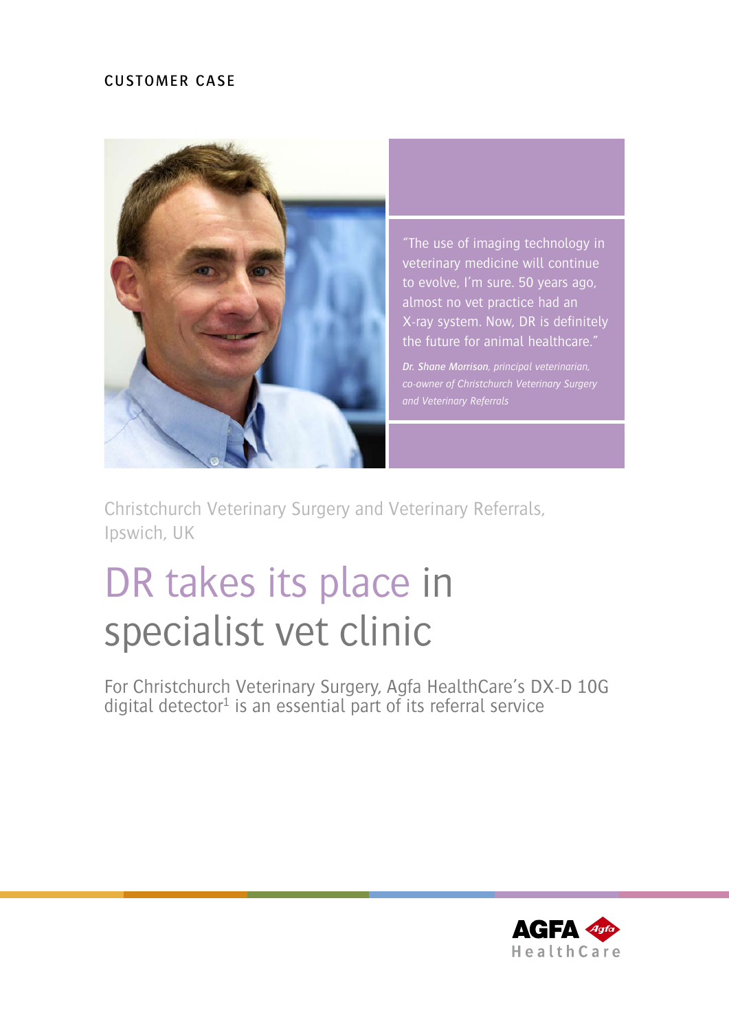CUSTOMER CASE

"The use of imaging technology in veterinary medicine will continue to evolve, I'm sure. 50 years ago, almost no vet practice had an X-ray system. Now, DR is definitely the future for animal healthcare."

***Dr. Shane Morrison**, principal veterinarian, co-owner of Christchurch Veterinary Surgery and Veterinary Referrals*

Christchurch Veterinary Surgery and Veterinary Referrals, Ipswich, UK

# DR takes its place in specialist vet clinic

For Christchurch Veterinary Surgery, Agfa HealthCare's DX-D 10G digital detector[1] is an essential part of its referral service

AGFA HealthCare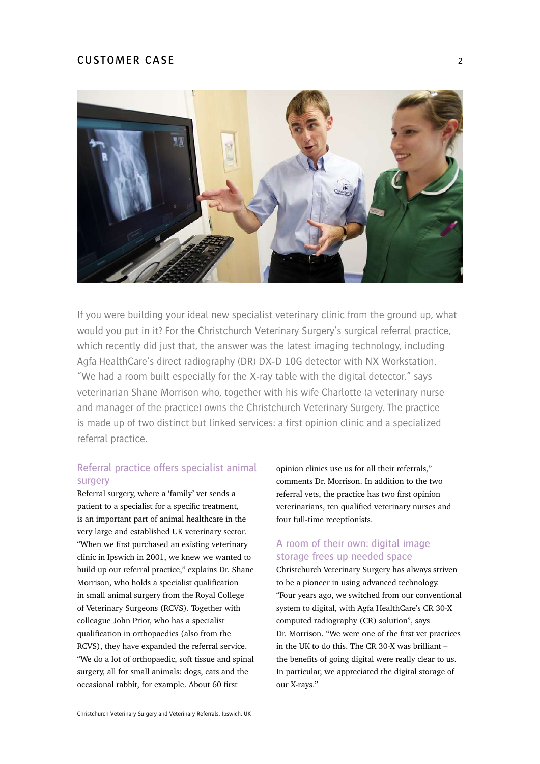If you were building your ideal new specialist veterinary clinic from the ground up, what would you put in it? For the Christchurch Veterinary Surgery's surgical referral practice, which recently did just that, the answer was the latest imaging technology, including Agfa HealthCare's direct radiography (DR) DX-D 10G detector with NX Workstation. "We had a room built especially for the X-ray table with the digital detector," says veterinarian Shane Morrison who, together with his wife Charlotte (a veterinary nurse and manager of the practice) owns the Christchurch Veterinary Surgery. The practice is made up of two distinct but linked services: a first opinion clinic and a specialized referral practice.

## Referral practice offers specialist animal surgery

Referral surgery, where a 'family' vet sends a patient to a specialist for a specific treatment, is an important part of animal healthcare in the very large and established UK veterinary sector. "When we first purchased an existing veterinary clinic in Ipswich in 2001, we knew we wanted to build up our referral practice," explains Dr. Shane Morrison, who holds a specialist qualification in small animal surgery from the Royal College of Veterinary Surgeons (RCVS). Together with colleague John Prior, who has a specialist qualification in orthopaedics (also from the RCVS), they have expanded the referral service. "We do a lot of orthopaedic, soft tissue and spinal surgery, all for small animals: dogs, cats and the occasional rabbit, for example. About 60 first opinion clinics use us for all their referrals," comments Dr. Morrison. In addition to the two referral vets, the practice has two first opinion veterinarians, ten qualified veterinary nurses and four full-time receptionists.

## A room of their own: digital image storage frees up needed space

Christchurch Veterinary Surgery has always striven to be a pioneer in using advanced technology. "Four years ago, we switched from our conventional system to digital, with Agfa HealthCare's CR 30-X computed radiography (CR) solution", says Dr. Morrison. "We were one of the first vet practices in the UK to do this. The CR 30-X was brilliant – the benefits of going digital were really clear to us. In particular, we appreciated the digital storage of our X-rays."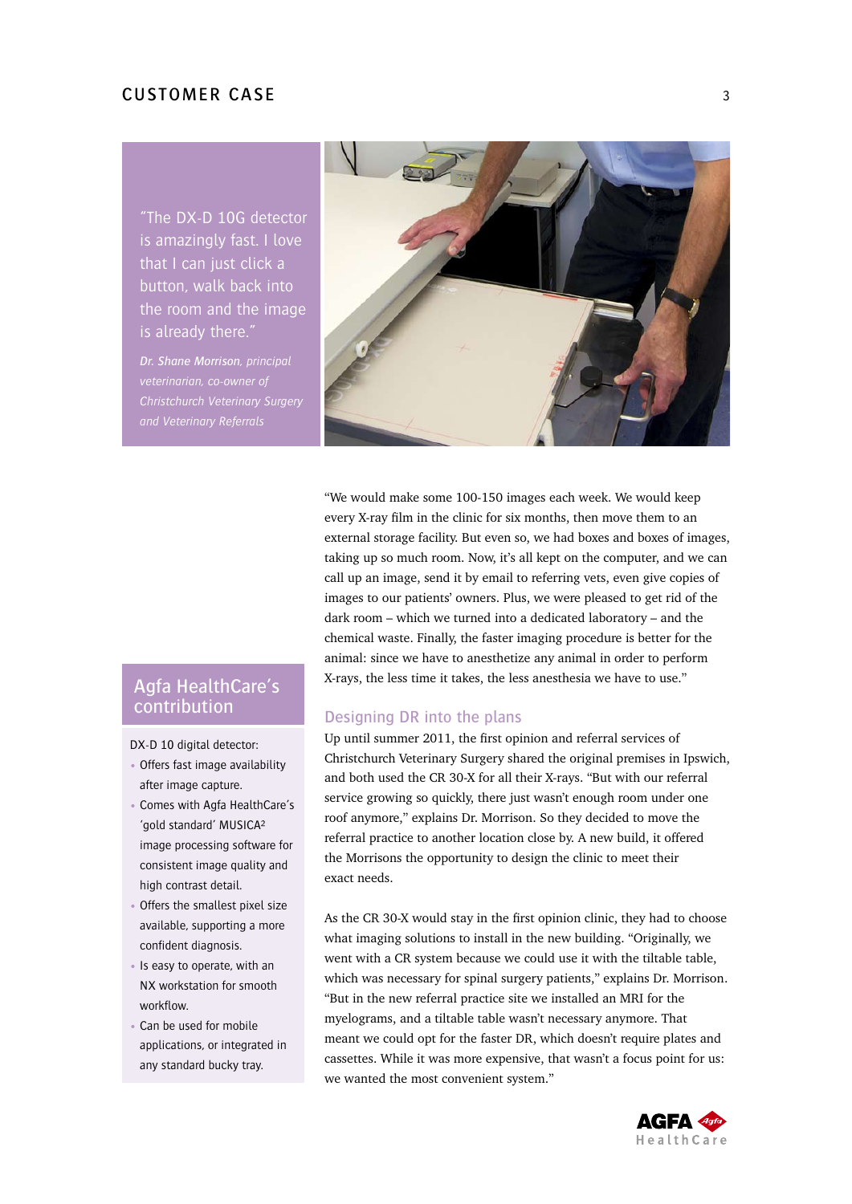"The DX-D 10G detector is amazingly fast. I love that I can just click a button, walk back into the room and the image is already there."

*Dr. Shane Morrison, principal veterinarian, co-owner of Christchurch Veterinary Surgery and Veterinary Referrals*

"We would make some 100-150 images each week. We would keep every X-ray film in the clinic for six months, then move them to an external storage facility. But even so, we had boxes and boxes of images, taking up so much room. Now, it's all kept on the computer, and we can call up an image, send it by email to referring vets, even give copies of images to our patients' owners. Plus, we were pleased to get rid of the dark room – which we turned into a dedicated laboratory – and the chemical waste. Finally, the faster imaging procedure is better for the animal: since we have to anesthetize any animal in order to perform X-rays, the less time it takes, the less anesthesia we have to use."

## Designing DR into the plans

Up until summer 2011, the first opinion and referral services of Christchurch Veterinary Surgery shared the original premises in Ipswich, and both used the CR 30-X for all their X-rays. "But with our referral service growing so quickly, there just wasn't enough room under one roof anymore," explains Dr. Morrison. So they decided to move the referral practice to another location close by. A new build, it offered the Morrisons the opportunity to design the clinic to meet their exact needs.

As the CR 30-X would stay in the first opinion clinic, they had to choose what imaging solutions to install in the new building. "Originally, we went with a CR system because we could use it with the tiltable table, which was necessary for spinal surgery patients," explains Dr. Morrison. "But in the new referral practice site we installed an MRI for the myelograms, and a tiltable table wasn't necessary anymore. That meant we could opt for the faster DR, which doesn't require plates and cassettes. While it was more expensive, that wasn't a focus point for us: we wanted the most convenient system."

## Agfa HealthCare's contribution

DX-D 10 digital detector:

- Offers fast image availability after image capture.
- Comes with Agfa HealthCare's 'gold standard' MUSICA² image processing software for consistent image quality and high contrast detail.
- Offers the smallest pixel size available, supporting a more confident diagnosis.
- Is easy to operate, with an NX workstation for smooth workflow.
- Can be used for mobile applications, or integrated in any standard bucky tray.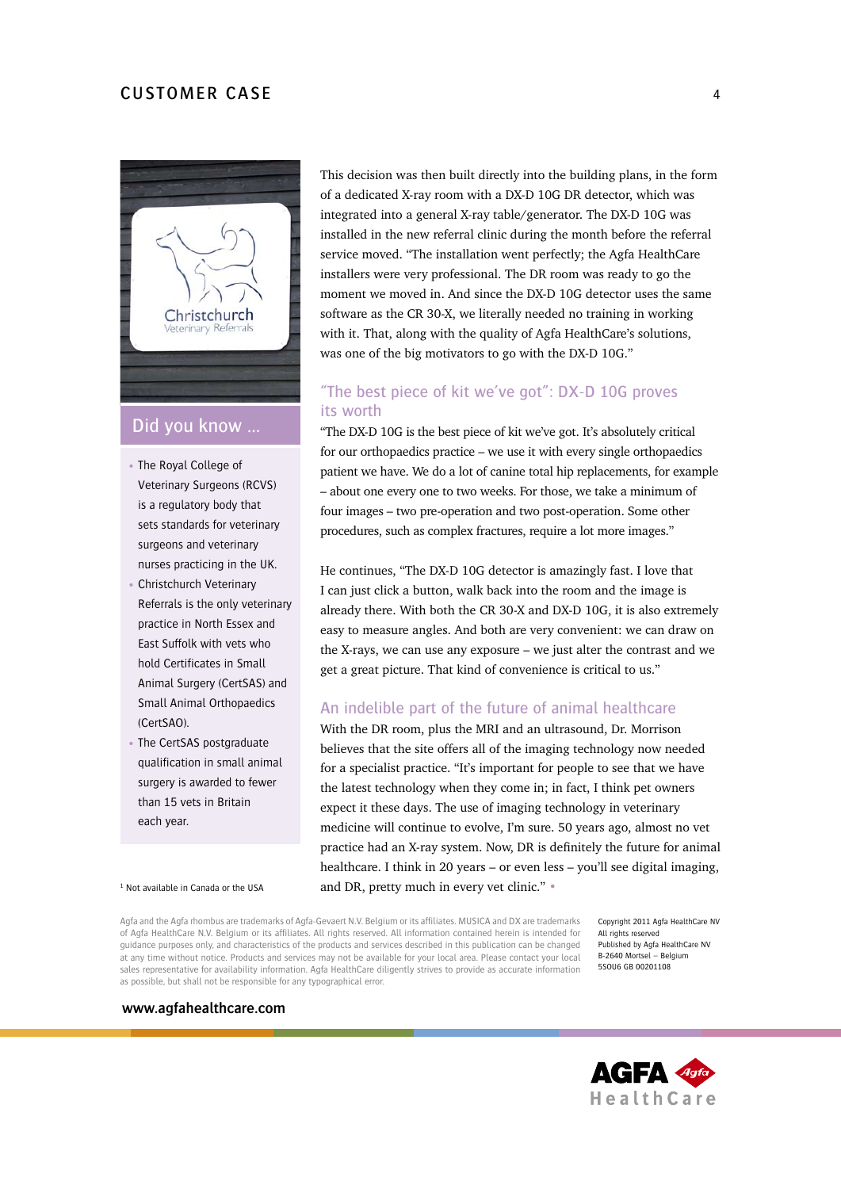This decision was then built directly into the building plans, in the form of a dedicated X-ray room with a DX-D 10G DR detector, which was integrated into a general X-ray table/generator. The DX-D 10G was installed in the new referral clinic during the month before the referral service moved. "The installation went perfectly; the Agfa HealthCare installers were very professional. The DR room was ready to go the moment we moved in. And since the DX-D 10G detector uses the same software as the CR 30-X, we literally needed no training in working with it. That, along with the quality of Agfa HealthCare's solutions, was one of the big motivators to go with the DX-D 10G."

## "The best piece of kit we've got": DX-D 10G proves its worth

"The DX-D 10G is the best piece of kit we've got. It's absolutely critical for our orthopaedics practice – we use it with every single orthopaedics patient we have. We do a lot of canine total hip replacements, for example – about one every one to two weeks. For those, we take a minimum of four images – two pre-operation and two post-operation. Some other procedures, such as complex fractures, require a lot more images."

He continues, "The DX-D 10G detector is amazingly fast. I love that I can just click a button, walk back into the room and the image is already there. With both the CR 30-X and DX-D 10G, it is also extremely easy to measure angles. And both are very convenient: we can draw on the X-rays, we can use any exposure – we just alter the contrast and we get a great picture. That kind of convenience is critical to us."

## An indelible part of the future of animal healthcare

With the DR room, plus the MRI and an ultrasound, Dr. Morrison believes that the site offers all of the imaging technology now needed for a specialist practice. "It's important for people to see that we have the latest technology when they come in; in fact, I think pet owners expect it these days. The use of imaging technology in veterinary medicine will continue to evolve, I'm sure. 50 years ago, almost no vet practice had an X-ray system. Now, DR is definitely the future for animal healthcare. I think in 20 years – or even less – you'll see digital imaging, and DR, pretty much in every vet clinic." •

Christchurch Veterinary Referrals

### Did you know …

- The Royal College of Veterinary Surgeons (RCVS) is a regulatory body that sets standards for veterinary surgeons and veterinary nurses practicing in the UK.
- Christchurch Veterinary Referrals is the only veterinary practice in North Essex and East Suffolk with vets who hold Certificates in Small Animal Surgery (CertSAS) and Small Animal Orthopaedics (CertSAO).
- The CertSAS postgraduate qualification in small animal surgery is awarded to fewer than 15 vets in Britain each year.

[1] Not available in Canada or the USA

Agfa and the Agfa rhombus are trademarks of Agfa-Gevaert N.V. Belgium or its affiliates. MUSICA and DX are trademarks of Agfa HealthCare N.V. Belgium or its affiliates. All rights reserved. All information contained herein is intended for guidance purposes only, and characteristics of the products and services described in this publication can be changed at any time without notice. Products and services may not be available for your local area. Please contact your local sales representative for availability information. Agfa HealthCare diligently strives to provide as accurate information as possible, but shall not be responsible for any typographical error.

Copyright 2011 Agfa HealthCare NV
All rights reserved
Published by Agfa HealthCare NV
B-2640 Mortsel – Belgium
5SOU6 GB 00201108

www.agfahealthcare.com

AGFA HealthCare